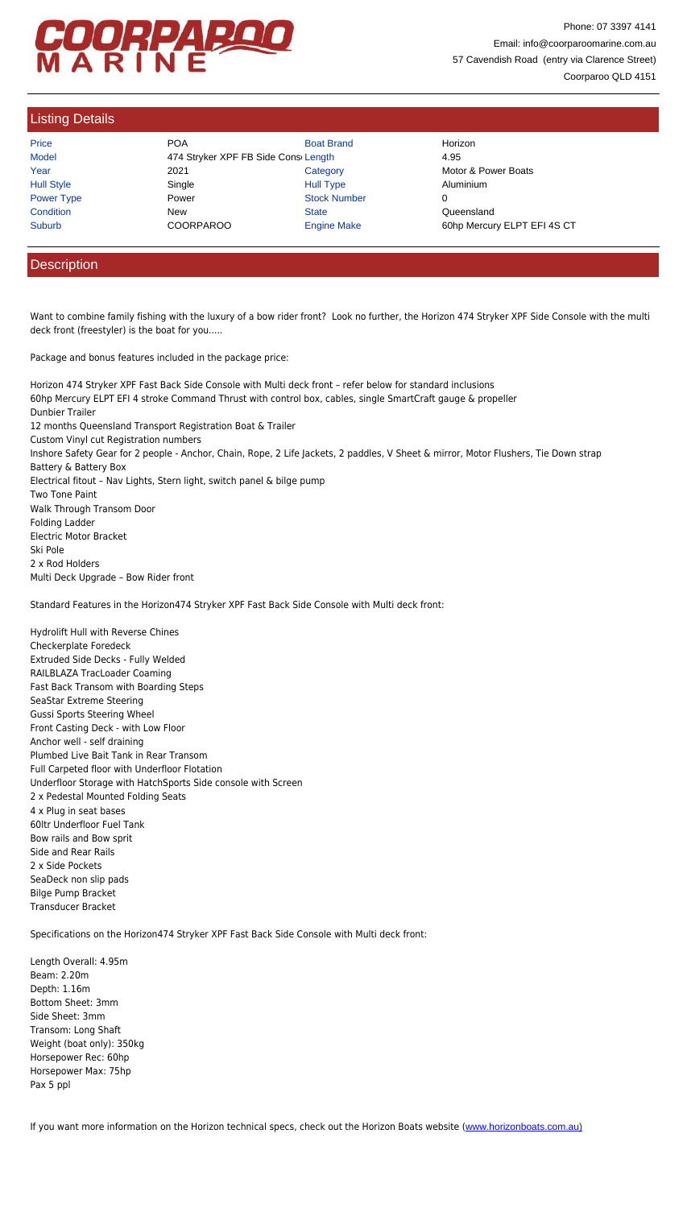# COORPAROO MARINE

Phone: 07 3397 4141
Email: info@coorparoomarine.com.au
57 Cavendish Road (entry via Clarence Street)
Coorparoo QLD 4151

## Listing Details

| | | | |
|---|---|---|---|
| Price | POA | Boat Brand | Horizon |
| Model | 474 Stryker XPF FB Side Cons | Length | 4.95 |
| Year | 2021 | Category | Motor & Power Boats |
| Hull Style | Single | Hull Type | Aluminium |
| Power Type | Power | Stock Number | 0 |
| Condition | New | State | Queensland |
| Suburb | COORPAROO | Engine Make | 60hp Mercury ELPT EFI 4S CT |

## Description

Want to combine family fishing with the luxury of a bow rider front? Look no further, the Horizon 474 Stryker XPF Side Console with the multi deck front (freestyler) is the boat for you.....

Package and bonus features included in the package price:

Horizon 474 Stryker XPF Fast Back Side Console with Multi deck front – refer below for standard inclusions
60hp Mercury ELPT EFI 4 stroke Command Thrust with control box, cables, single SmartCraft gauge & propeller
Dunbier Trailer
12 months Queensland Transport Registration Boat & Trailer
Custom Vinyl cut Registration numbers
Inshore Safety Gear for 2 people - Anchor, Chain, Rope, 2 Life Jackets, 2 paddles, V Sheet & mirror, Motor Flushers, Tie Down strap
Battery & Battery Box
Electrical fitout – Nav Lights, Stern light, switch panel & bilge pump
Two Tone Paint
Walk Through Transom Door
Folding Ladder
Electric Motor Bracket
Ski Pole
2 x Rod Holders
Multi Deck Upgrade – Bow Rider front

Standard Features in the Horizon474 Stryker XPF Fast Back Side Console with Multi deck front:

Hydrolift Hull with Reverse Chines
Checkerplate Foredeck
Extruded Side Decks - Fully Welded
RAILBLAZA TracLoader Coaming
Fast Back Transom with Boarding Steps
SeaStar Extreme Steering
Gussi Sports Steering Wheel
Front Casting Deck - with Low Floor
Anchor well - self draining
Plumbed Live Bait Tank in Rear Transom
Full Carpeted floor with Underfloor Flotation
Underfloor Storage with HatchSports Side console with Screen
2 x Pedestal Mounted Folding Seats
4 x Plug in seat bases
60ltr Underfloor Fuel Tank
Bow rails and Bow sprit
Side and Rear Rails
2 x Side Pockets
SeaDeck non slip pads
Bilge Pump Bracket
Transducer Bracket

Specifications on the Horizon474 Stryker XPF Fast Back Side Console with Multi deck front:

Length Overall: 4.95m
Beam: 2.20m
Depth: 1.16m
Bottom Sheet: 3mm
Side Sheet: 3mm
Transom: Long Shaft
Weight (boat only): 350kg
Horsepower Rec: 60hp
Horsepower Max: 75hp
Pax 5 ppl

If you want more information on the Horizon technical specs, check out the Horizon Boats website (www.horizonboats.com.au)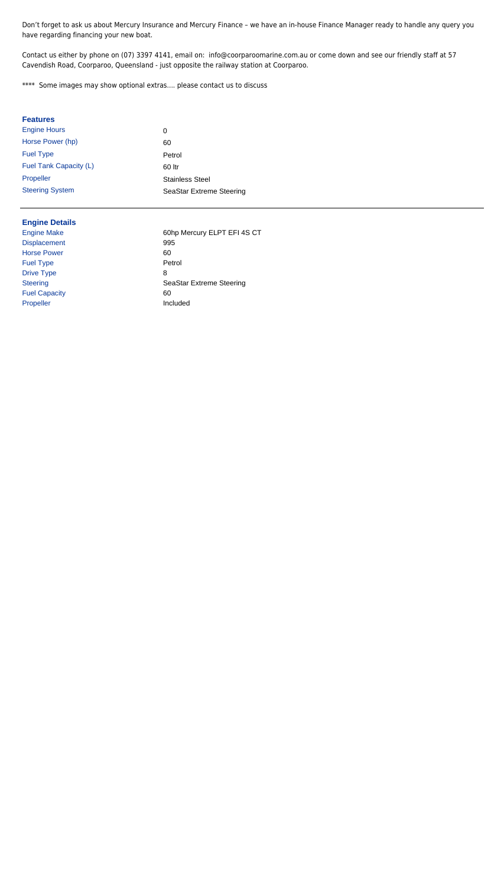Don’t forget to ask us about Mercury Insurance and Mercury Finance – we have an in-house Finance Manager ready to handle any query you have regarding financing your new boat.

Contact us either by phone on (07) 3397 4141, email on: info@coorparoomarine.com.au or come down and see our friendly staff at 57 Cavendish Road, Coorparoo, Queensland - just opposite the railway station at Coorparoo.

**** Some images may show optional extras.... please contact us to discuss

## Features

| | |
|---|---|
| Engine Hours | 0 |
| Horse Power (hp) | 60 |
| Fuel Type | Petrol |
| Fuel Tank Capacity (L) | 60 ltr |
| Propeller | Stainless Steel |
| Steering System | SeaStar Extreme Steering |

## Engine Details

| | |
|---|---|
| Engine Make | 60hp Mercury ELPT EFI 4S CT |
| Displacement | 995 |
| Horse Power | 60 |
| Fuel Type | Petrol |
| Drive Type | 8 |
| Steering | SeaStar Extreme Steering |
| Fuel Capacity | 60 |
| Propeller | Included |